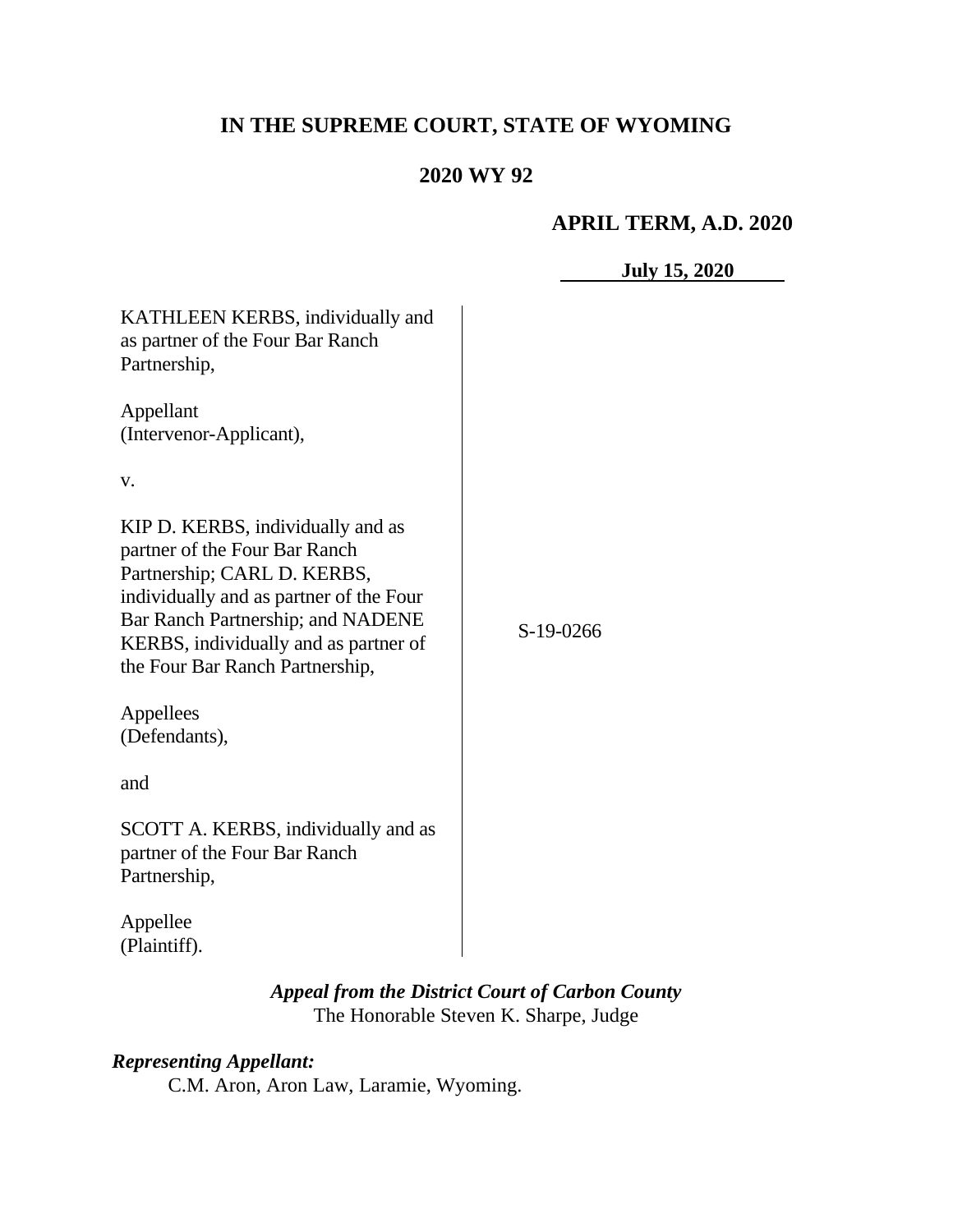**IN THE SUPREME COURT, STATE OF WYOMING**

**2020 WY 92**

**APRIL TERM, A.D. 2020**

**July 15, 2020**

KATHLEEN KERBS, individually and as partner of the Four Bar Ranch Partnership,

Appellant
(Intervenor-Applicant),

v.

KIP D. KERBS, individually and as partner of the Four Bar Ranch Partnership; CARL D. KERBS, individually and as partner of the Four Bar Ranch Partnership; and NADENE KERBS, individually and as partner of the Four Bar Ranch Partnership,

Appellees
(Defendants),

and

SCOTT A. KERBS, individually and as partner of the Four Bar Ranch Partnership,

Appellee
(Plaintiff).

S-19-0266

***Appeal from the District Court of Carbon County***
The Honorable Steven K. Sharpe, Judge

***Representing Appellant:***
C.M. Aron, Aron Law, Laramie, Wyoming.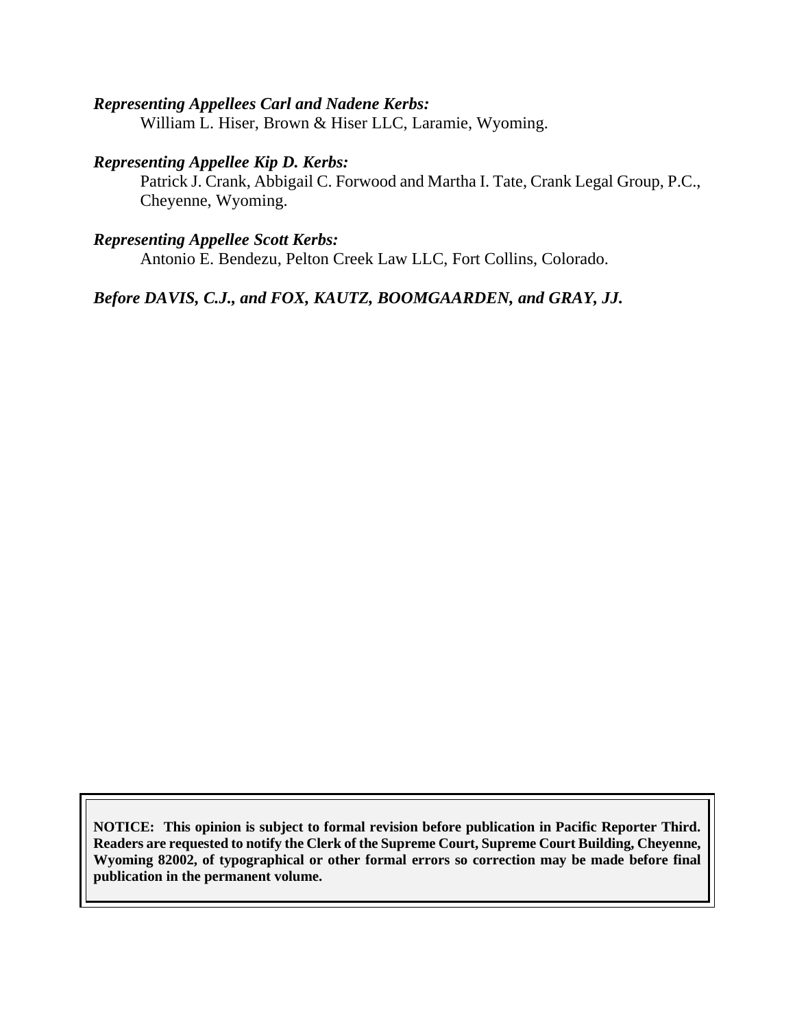***Representing Appellees Carl and Nadene Kerbs:***

William L. Hiser, Brown & Hiser LLC, Laramie, Wyoming.

***Representing Appellee Kip D. Kerbs:***

Patrick J. Crank, Abbigail C. Forwood and Martha I. Tate, Crank Legal Group, P.C., Cheyenne, Wyoming.

***Representing Appellee Scott Kerbs:***

Antonio E. Bendezu, Pelton Creek Law LLC, Fort Collins, Colorado.

***Before DAVIS, C.J., and FOX, KAUTZ, BOOMGAARDEN, and GRAY, JJ.***

**NOTICE: This opinion is subject to formal revision before publication in Pacific Reporter Third. Readers are requested to notify the Clerk of the Supreme Court, Supreme Court Building, Cheyenne, Wyoming 82002, of typographical or other formal errors so correction may be made before final publication in the permanent volume.**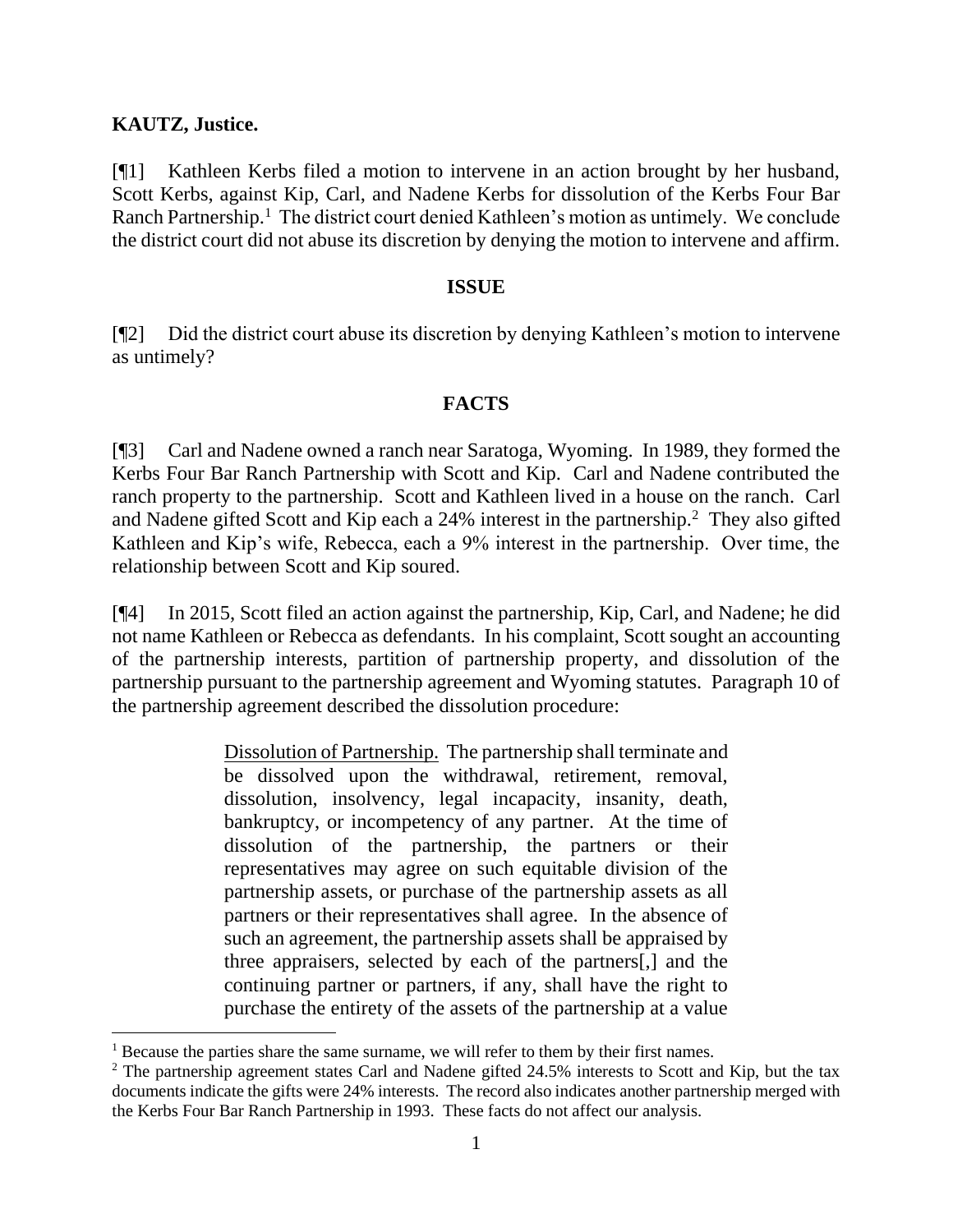**KAUTZ, Justice.**

[¶1] Kathleen Kerbs filed a motion to intervene in an action brought by her husband, Scott Kerbs, against Kip, Carl, and Nadene Kerbs for dissolution of the Kerbs Four Bar Ranch Partnership.[1] The district court denied Kathleen's motion as untimely. We conclude the district court did not abuse its discretion by denying the motion to intervene and affirm.

## ISSUE

[¶2] Did the district court abuse its discretion by denying Kathleen's motion to intervene as untimely?

## FACTS

[¶3] Carl and Nadene owned a ranch near Saratoga, Wyoming. In 1989, they formed the Kerbs Four Bar Ranch Partnership with Scott and Kip. Carl and Nadene contributed the ranch property to the partnership. Scott and Kathleen lived in a house on the ranch. Carl and Nadene gifted Scott and Kip each a 24% interest in the partnership.[2] They also gifted Kathleen and Kip's wife, Rebecca, each a 9% interest in the partnership. Over time, the relationship between Scott and Kip soured.

[¶4] In 2015, Scott filed an action against the partnership, Kip, Carl, and Nadene; he did not name Kathleen or Rebecca as defendants. In his complaint, Scott sought an accounting of the partnership interests, partition of partnership property, and dissolution of the partnership pursuant to the partnership agreement and Wyoming statutes. Paragraph 10 of the partnership agreement described the dissolution procedure:

> Dissolution of Partnership. The partnership shall terminate and be dissolved upon the withdrawal, retirement, removal, dissolution, insolvency, legal incapacity, insanity, death, bankruptcy, or incompetency of any partner. At the time of dissolution of the partnership, the partners or their representatives may agree on such equitable division of the partnership assets, or purchase of the partnership assets as all partners or their representatives shall agree. In the absence of such an agreement, the partnership assets shall be appraised by three appraisers, selected by each of the partners[,] and the continuing partner or partners, if any, shall have the right to purchase the entirety of the assets of the partnership at a value

---

[1] Because the parties share the same surname, we will refer to them by their first names.

[2] The partnership agreement states Carl and Nadene gifted 24.5% interests to Scott and Kip, but the tax documents indicate the gifts were 24% interests. The record also indicates another partnership merged with the Kerbs Four Bar Ranch Partnership in 1993. These facts do not affect our analysis.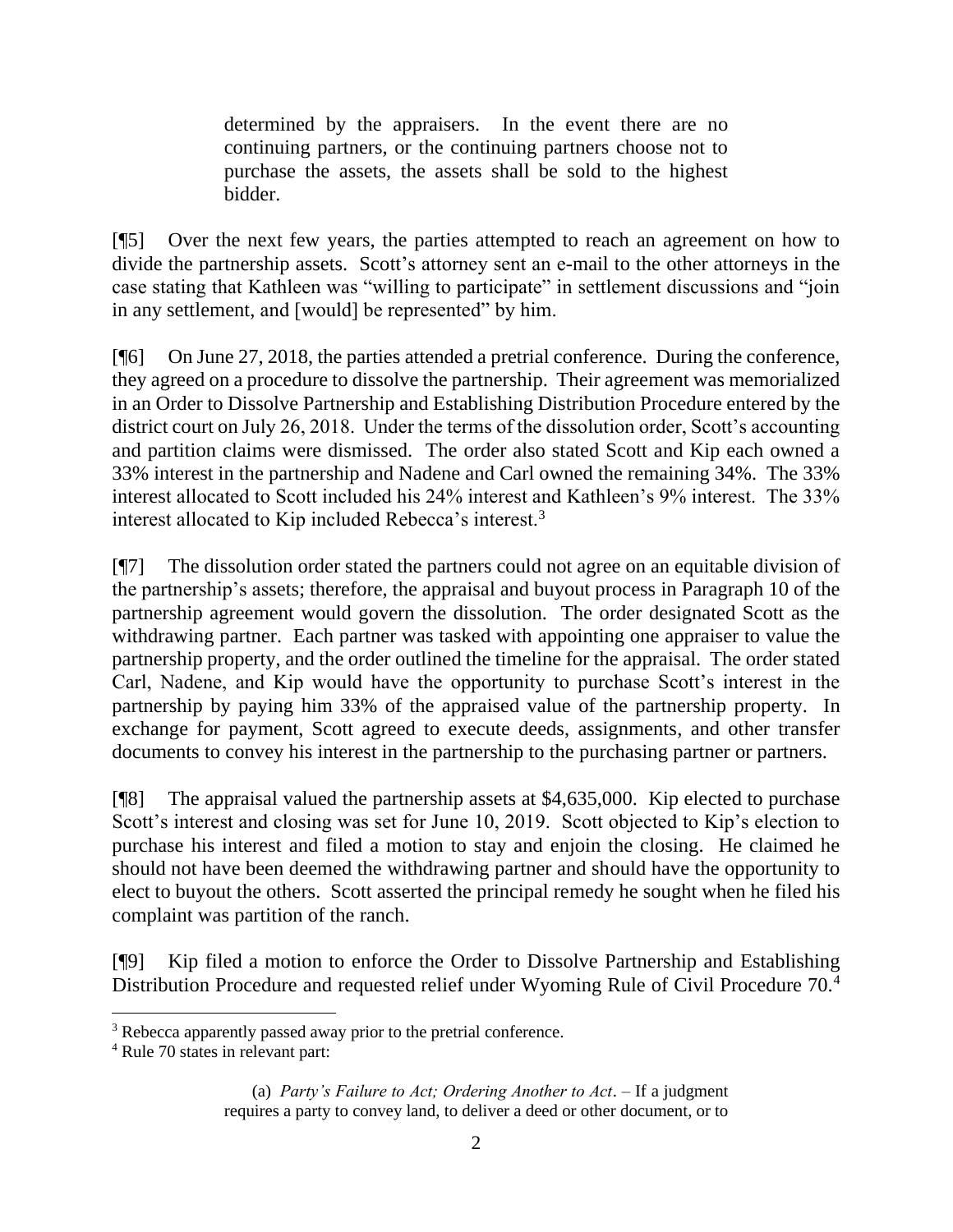> determined by the appraisers. In the event there are no continuing partners, or the continuing partners choose not to purchase the assets, the assets shall be sold to the highest bidder.

[¶5] Over the next few years, the parties attempted to reach an agreement on how to divide the partnership assets. Scott's attorney sent an e-mail to the other attorneys in the case stating that Kathleen was "willing to participate" in settlement discussions and "join in any settlement, and [would] be represented" by him.

[¶6] On June 27, 2018, the parties attended a pretrial conference. During the conference, they agreed on a procedure to dissolve the partnership. Their agreement was memorialized in an Order to Dissolve Partnership and Establishing Distribution Procedure entered by the district court on July 26, 2018. Under the terms of the dissolution order, Scott's accounting and partition claims were dismissed. The order also stated Scott and Kip each owned a 33% interest in the partnership and Nadene and Carl owned the remaining 34%. The 33% interest allocated to Scott included his 24% interest and Kathleen's 9% interest. The 33% interest allocated to Kip included Rebecca's interest.[3]

[¶7] The dissolution order stated the partners could not agree on an equitable division of the partnership's assets; therefore, the appraisal and buyout process in Paragraph 10 of the partnership agreement would govern the dissolution. The order designated Scott as the withdrawing partner. Each partner was tasked with appointing one appraiser to value the partnership property, and the order outlined the timeline for the appraisal. The order stated Carl, Nadene, and Kip would have the opportunity to purchase Scott's interest in the partnership by paying him 33% of the appraised value of the partnership property. In exchange for payment, Scott agreed to execute deeds, assignments, and other transfer documents to convey his interest in the partnership to the purchasing partner or partners.

[¶8] The appraisal valued the partnership assets at $4,635,000. Kip elected to purchase Scott's interest and closing was set for June 10, 2019. Scott objected to Kip's election to purchase his interest and filed a motion to stay and enjoin the closing. He claimed he should not have been deemed the withdrawing partner and should have the opportunity to elect to buyout the others. Scott asserted the principal remedy he sought when he filed his complaint was partition of the ranch.

[¶9] Kip filed a motion to enforce the Order to Dissolve Partnership and Establishing Distribution Procedure and requested relief under Wyoming Rule of Civil Procedure 70.[4]

---

[3] Rebecca apparently passed away prior to the pretrial conference.

[4] Rule 70 states in relevant part:

> (a) *Party's Failure to Act; Ordering Another to Act*. – If a judgment requires a party to convey land, to deliver a deed or other document, or to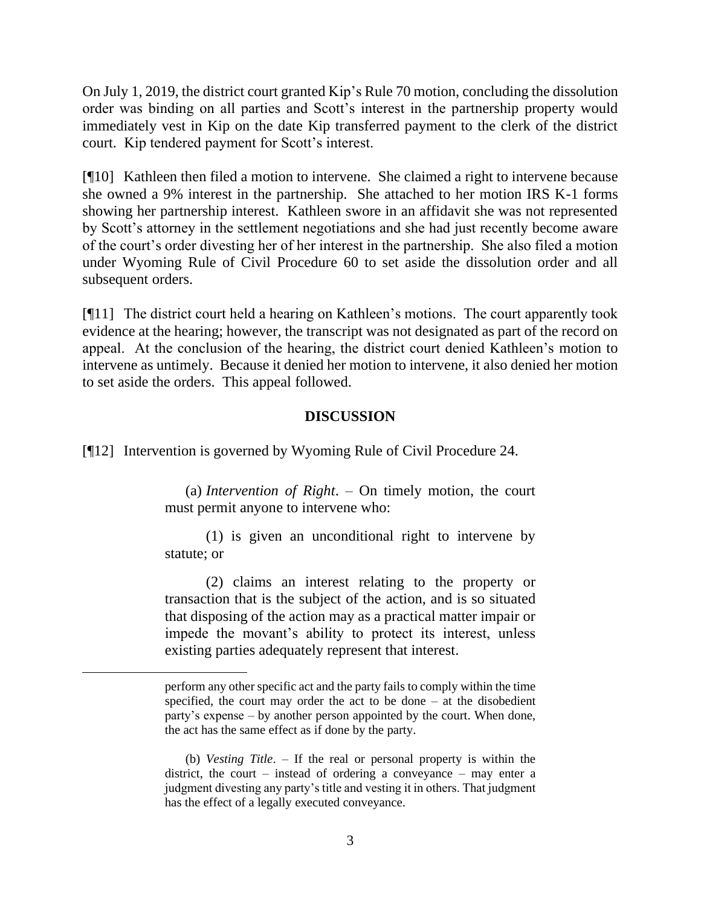On July 1, 2019, the district court granted Kip's Rule 70 motion, concluding the dissolution order was binding on all parties and Scott's interest in the partnership property would immediately vest in Kip on the date Kip transferred payment to the clerk of the district court. Kip tendered payment for Scott's interest.

[¶10] Kathleen then filed a motion to intervene. She claimed a right to intervene because she owned a 9% interest in the partnership. She attached to her motion IRS K-1 forms showing her partnership interest. Kathleen swore in an affidavit she was not represented by Scott's attorney in the settlement negotiations and she had just recently become aware of the court's order divesting her of her interest in the partnership. She also filed a motion under Wyoming Rule of Civil Procedure 60 to set aside the dissolution order and all subsequent orders.

[¶11] The district court held a hearing on Kathleen's motions. The court apparently took evidence at the hearing; however, the transcript was not designated as part of the record on appeal. At the conclusion of the hearing, the district court denied Kathleen's motion to intervene as untimely. Because it denied her motion to intervene, it also denied her motion to set aside the orders. This appeal followed.

## DISCUSSION

[¶12] Intervention is governed by Wyoming Rule of Civil Procedure 24.

> (a) *Intervention of Right*. – On timely motion, the court must permit anyone to intervene who:
>
> (1) is given an unconditional right to intervene by statute; or
>
> (2) claims an interest relating to the property or transaction that is the subject of the action, and is so situated that disposing of the action may as a practical matter impair or impede the movant's ability to protect its interest, unless existing parties adequately represent that interest.

---

perform any other specific act and the party fails to comply within the time specified, the court may order the act to be done – at the disobedient party's expense – by another person appointed by the court. When done, the act has the same effect as if done by the party.

(b) *Vesting Title*. – If the real or personal property is within the district, the court – instead of ordering a conveyance – may enter a judgment divesting any party's title and vesting it in others. That judgment has the effect of a legally executed conveyance.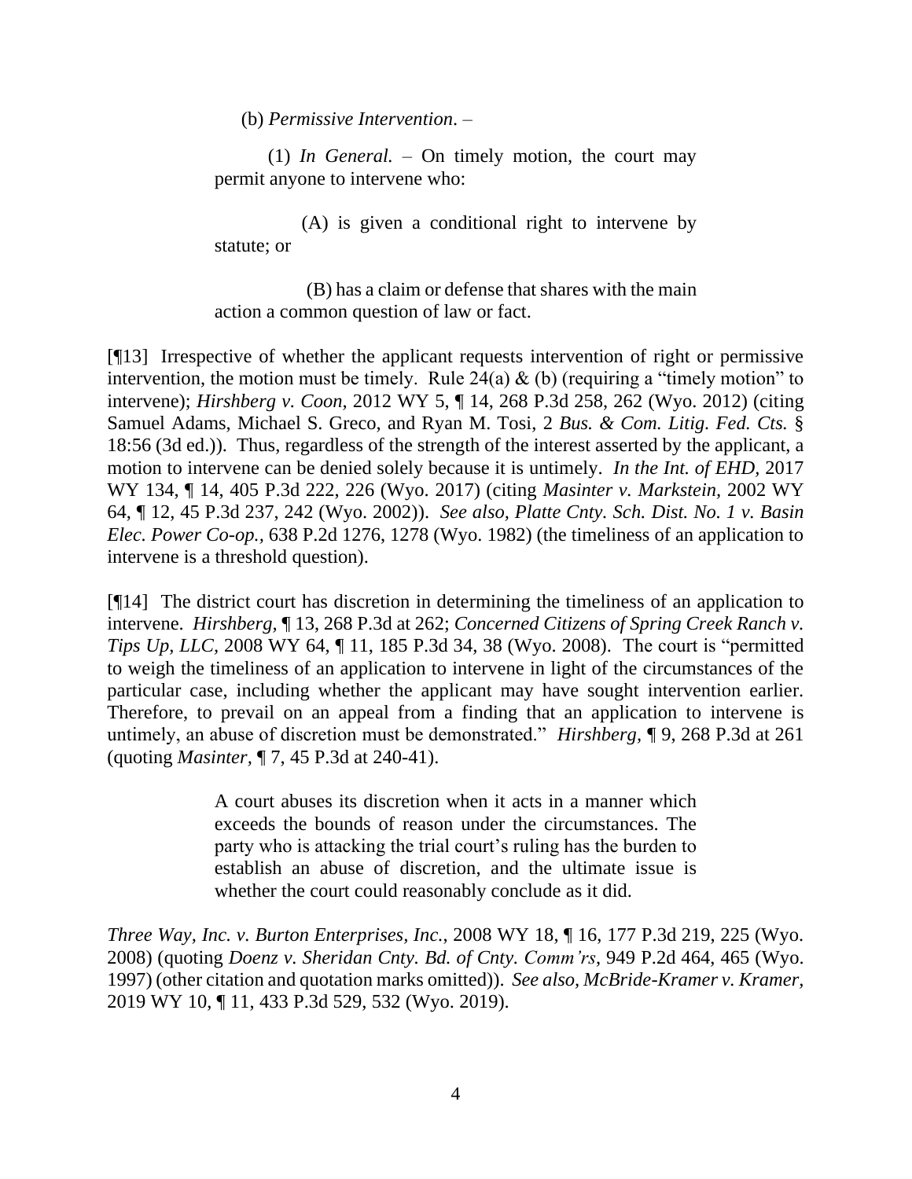(b) *Permissive Intervention*. –

(1) *In General.* – On timely motion, the court may permit anyone to intervene who:

(A) is given a conditional right to intervene by statute; or

(B) has a claim or defense that shares with the main action a common question of law or fact.

[¶13] Irrespective of whether the applicant requests intervention of right or permissive intervention, the motion must be timely. Rule 24(a) & (b) (requiring a "timely motion" to intervene); *Hirshberg v. Coon,* 2012 WY 5, ¶ 14, 268 P.3d 258, 262 (Wyo. 2012) (citing Samuel Adams, Michael S. Greco, and Ryan M. Tosi, 2 *Bus. & Com. Litig. Fed. Cts.* § 18:56 (3d ed.)). Thus, regardless of the strength of the interest asserted by the applicant, a motion to intervene can be denied solely because it is untimely. *In the Int. of EHD,* 2017 WY 134, ¶ 14, 405 P.3d 222, 226 (Wyo. 2017) (citing *Masinter v. Markstein,* 2002 WY 64, ¶ 12, 45 P.3d 237, 242 (Wyo. 2002)). *See also, Platte Cnty. Sch. Dist. No. 1 v. Basin Elec. Power Co-op.*, 638 P.2d 1276, 1278 (Wyo. 1982) (the timeliness of an application to intervene is a threshold question).

[¶14] The district court has discretion in determining the timeliness of an application to intervene. *Hirshberg,* ¶ 13, 268 P.3d at 262; *Concerned Citizens of Spring Creek Ranch v. Tips Up, LLC,* 2008 WY 64, ¶ 11, 185 P.3d 34, 38 (Wyo. 2008). The court is "permitted to weigh the timeliness of an application to intervene in light of the circumstances of the particular case, including whether the applicant may have sought intervention earlier. Therefore, to prevail on an appeal from a finding that an application to intervene is untimely, an abuse of discretion must be demonstrated." *Hirshberg,* ¶ 9, 268 P.3d at 261 (quoting *Masinter,* ¶ 7, 45 P.3d at 240-41).

> A court abuses its discretion when it acts in a manner which exceeds the bounds of reason under the circumstances. The party who is attacking the trial court's ruling has the burden to establish an abuse of discretion, and the ultimate issue is whether the court could reasonably conclude as it did.

*Three Way, Inc. v. Burton Enterprises, Inc.*, 2008 WY 18, ¶ 16, 177 P.3d 219, 225 (Wyo. 2008) (quoting *Doenz v. Sheridan Cnty. Bd. of Cnty. Comm'rs*, 949 P.2d 464, 465 (Wyo. 1997) (other citation and quotation marks omitted)). *See also, McBride-Kramer v. Kramer*, 2019 WY 10, ¶ 11, 433 P.3d 529, 532 (Wyo. 2019).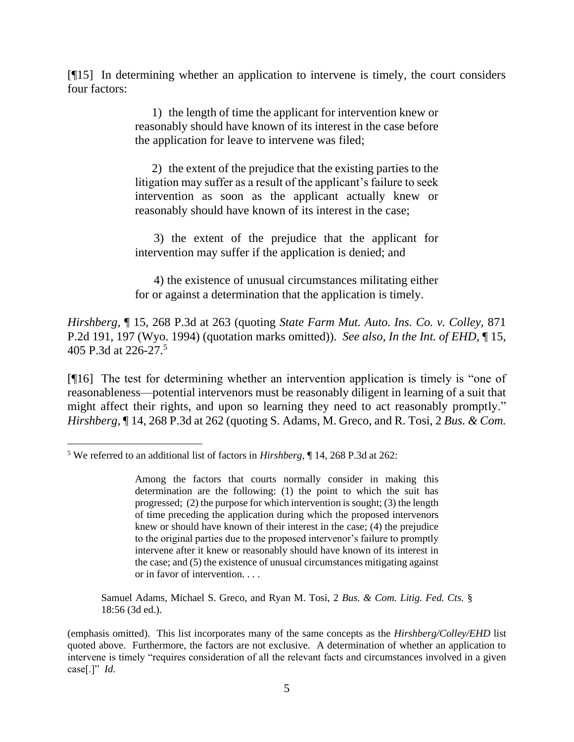[¶15] In determining whether an application to intervene is timely, the court considers four factors:

> 1) the length of time the applicant for intervention knew or reasonably should have known of its interest in the case before the application for leave to intervene was filed;
>
> 2) the extent of the prejudice that the existing parties to the litigation may suffer as a result of the applicant's failure to seek intervention as soon as the applicant actually knew or reasonably should have known of its interest in the case;
>
> 3) the extent of the prejudice that the applicant for intervention may suffer if the application is denied; and
>
> 4) the existence of unusual circumstances militating either for or against a determination that the application is timely.

*Hirshberg,* ¶ 15, 268 P.3d at 263 (quoting *State Farm Mut. Auto. Ins. Co. v. Colley,* 871 P.2d 191, 197 (Wyo. 1994) (quotation marks omitted)). *See also, In the Int. of EHD,* ¶ 15, 405 P.3d at 226-27.[5]

[¶16] The test for determining whether an intervention application is timely is "one of reasonableness—potential intervenors must be reasonably diligent in learning of a suit that might affect their rights, and upon so learning they need to act reasonably promptly." *Hirshberg,* ¶ 14, 268 P.3d at 262 (quoting S. Adams, M. Greco, and R. Tosi, 2 *Bus. & Com.*

---

[5] We referred to an additional list of factors in *Hirshberg,* ¶ 14, 268 P.3d at 262:

> Among the factors that courts normally consider in making this determination are the following: (1) the point to which the suit has progressed; (2) the purpose for which intervention is sought; (3) the length of time preceding the application during which the proposed intervenors knew or should have known of their interest in the case; (4) the prejudice to the original parties due to the proposed intervenor's failure to promptly intervene after it knew or reasonably should have known of its interest in the case; and (5) the existence of unusual circumstances mitigating against or in favor of intervention. . . .

> Samuel Adams, Michael S. Greco, and Ryan M. Tosi, 2 *Bus. & Com. Litig. Fed. Cts.* § 18:56 (3d ed.).

(emphasis omitted). This list incorporates many of the same concepts as the *Hirshberg/Colley/EHD* list quoted above. Furthermore, the factors are not exclusive. A determination of whether an application to intervene is timely "requires consideration of all the relevant facts and circumstances involved in a given case[.]" *Id.*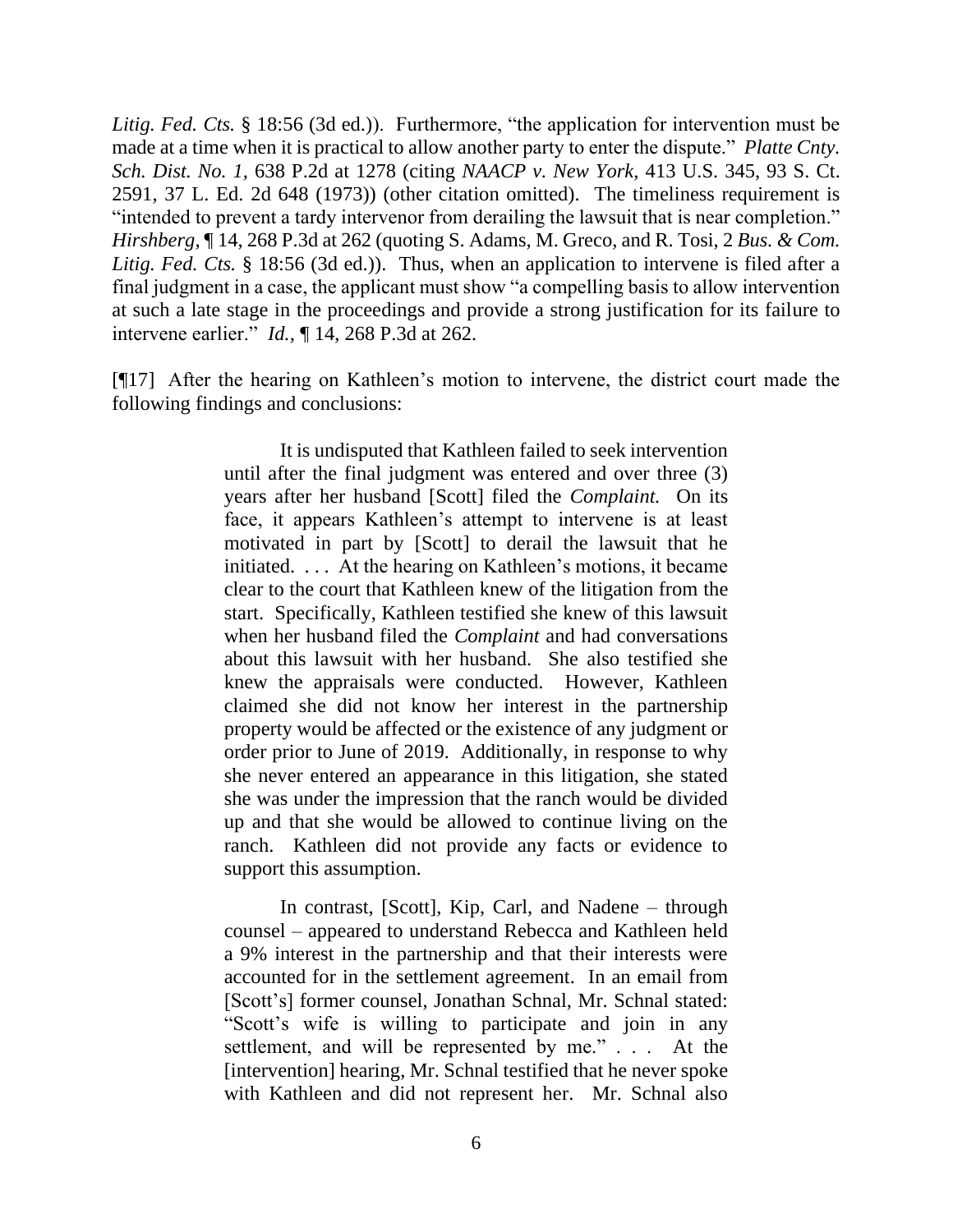*Litig. Fed. Cts.* § 18:56 (3d ed.)). Furthermore, "the application for intervention must be made at a time when it is practical to allow another party to enter the dispute." *Platte Cnty. Sch. Dist. No. 1*, 638 P.2d at 1278 (citing *NAACP v. New York*, 413 U.S. 345, 93 S. Ct. 2591, 37 L. Ed. 2d 648 (1973)) (other citation omitted). The timeliness requirement is "intended to prevent a tardy intervenor from derailing the lawsuit that is near completion." *Hirshberg*, ¶ 14, 268 P.3d at 262 (quoting S. Adams, M. Greco, and R. Tosi, 2 *Bus. & Com. Litig. Fed. Cts.* § 18:56 (3d ed.)). Thus, when an application to intervene is filed after a final judgment in a case, the applicant must show "a compelling basis to allow intervention at such a late stage in the proceedings and provide a strong justification for its failure to intervene earlier." *Id.*, ¶ 14, 268 P.3d at 262.

[¶17] After the hearing on Kathleen's motion to intervene, the district court made the following findings and conclusions:

> It is undisputed that Kathleen failed to seek intervention until after the final judgment was entered and over three (3) years after her husband [Scott] filed the *Complaint.* On its face, it appears Kathleen's attempt to intervene is at least motivated in part by [Scott] to derail the lawsuit that he initiated. . . . At the hearing on Kathleen's motions, it became clear to the court that Kathleen knew of the litigation from the start. Specifically, Kathleen testified she knew of this lawsuit when her husband filed the *Complaint* and had conversations about this lawsuit with her husband. She also testified she knew the appraisals were conducted. However, Kathleen claimed she did not know her interest in the partnership property would be affected or the existence of any judgment or order prior to June of 2019. Additionally, in response to why she never entered an appearance in this litigation, she stated she was under the impression that the ranch would be divided up and that she would be allowed to continue living on the ranch. Kathleen did not provide any facts or evidence to support this assumption.
>
> In contrast, [Scott], Kip, Carl, and Nadene – through counsel – appeared to understand Rebecca and Kathleen held a 9% interest in the partnership and that their interests were accounted for in the settlement agreement. In an email from [Scott's] former counsel, Jonathan Schnal, Mr. Schnal stated: "Scott's wife is willing to participate and join in any settlement, and will be represented by me." . . . At the [intervention] hearing, Mr. Schnal testified that he never spoke with Kathleen and did not represent her. Mr. Schnal also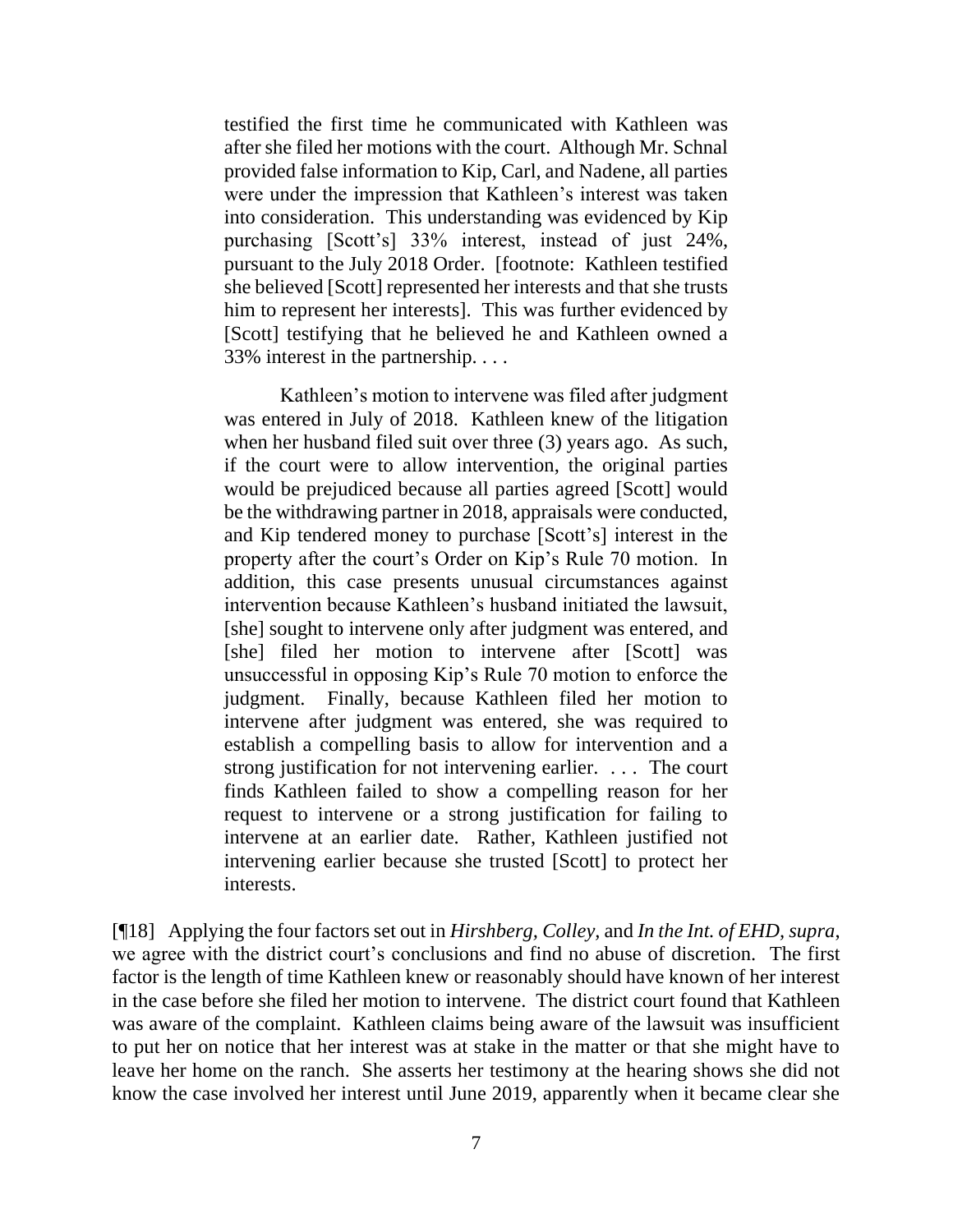> testified the first time he communicated with Kathleen was after she filed her motions with the court. Although Mr. Schnal provided false information to Kip, Carl, and Nadene, all parties were under the impression that Kathleen's interest was taken into consideration. This understanding was evidenced by Kip purchasing [Scott's] 33% interest, instead of just 24%, pursuant to the July 2018 Order. [footnote: Kathleen testified she believed [Scott] represented her interests and that she trusts him to represent her interests]. This was further evidenced by [Scott] testifying that he believed he and Kathleen owned a 33% interest in the partnership. . . .
>
> Kathleen's motion to intervene was filed after judgment was entered in July of 2018. Kathleen knew of the litigation when her husband filed suit over three (3) years ago. As such, if the court were to allow intervention, the original parties would be prejudiced because all parties agreed [Scott] would be the withdrawing partner in 2018, appraisals were conducted, and Kip tendered money to purchase [Scott's] interest in the property after the court's Order on Kip's Rule 70 motion. In addition, this case presents unusual circumstances against intervention because Kathleen's husband initiated the lawsuit, [she] sought to intervene only after judgment was entered, and [she] filed her motion to intervene after [Scott] was unsuccessful in opposing Kip's Rule 70 motion to enforce the judgment. Finally, because Kathleen filed her motion to intervene after judgment was entered, she was required to establish a compelling basis to allow for intervention and a strong justification for not intervening earlier. . . . The court finds Kathleen failed to show a compelling reason for her request to intervene or a strong justification for failing to intervene at an earlier date. Rather, Kathleen justified not intervening earlier because she trusted [Scott] to protect her interests.

[¶18] Applying the four factors set out in *Hirshberg*, *Colley*, and *In the Int. of EHD*, *supra*, we agree with the district court's conclusions and find no abuse of discretion. The first factor is the length of time Kathleen knew or reasonably should have known of her interest in the case before she filed her motion to intervene. The district court found that Kathleen was aware of the complaint. Kathleen claims being aware of the lawsuit was insufficient to put her on notice that her interest was at stake in the matter or that she might have to leave her home on the ranch. She asserts her testimony at the hearing shows she did not know the case involved her interest until June 2019, apparently when it became clear she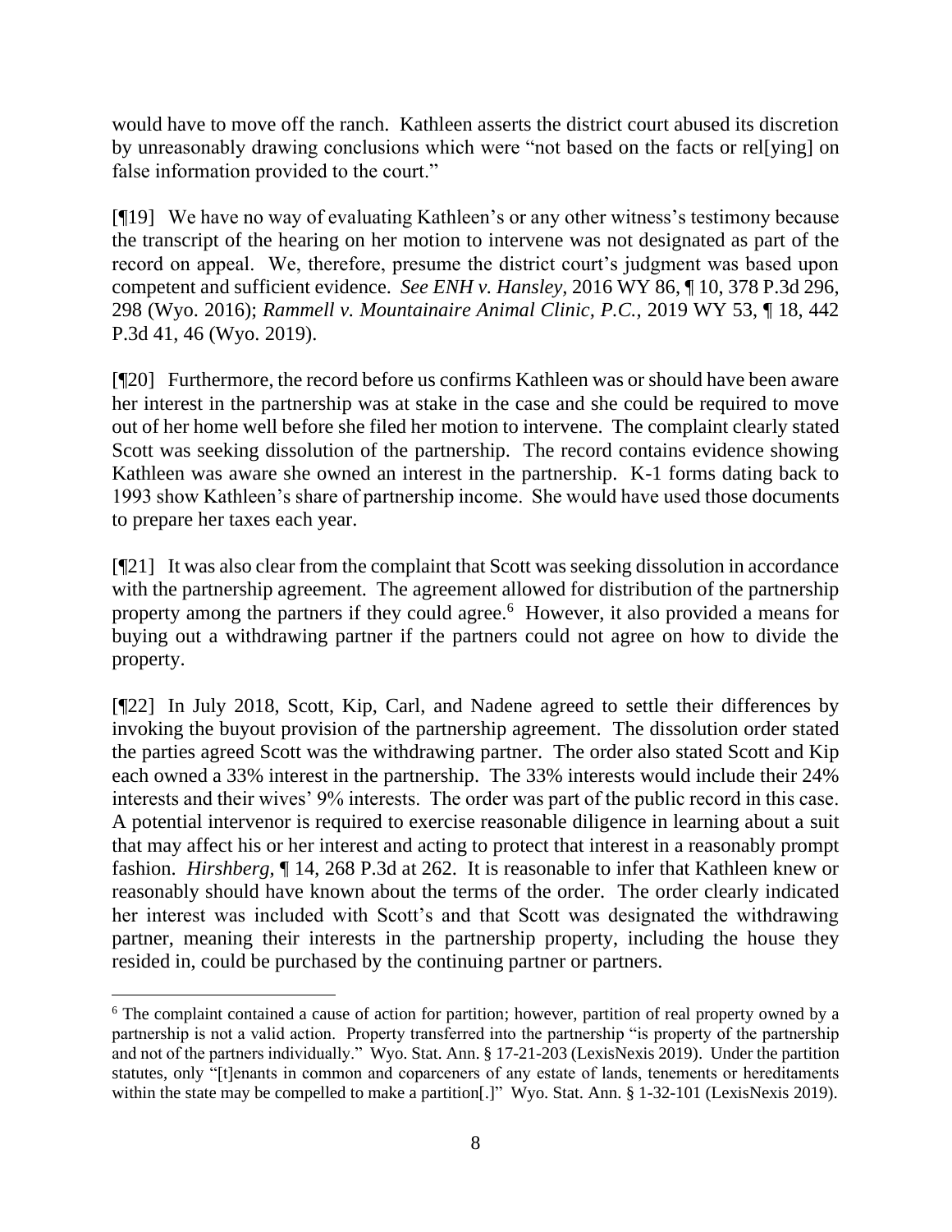would have to move off the ranch. Kathleen asserts the district court abused its discretion by unreasonably drawing conclusions which were "not based on the facts or rel[ying] on false information provided to the court."

[¶19] We have no way of evaluating Kathleen's or any other witness's testimony because the transcript of the hearing on her motion to intervene was not designated as part of the record on appeal. We, therefore, presume the district court's judgment was based upon competent and sufficient evidence. *See ENH v. Hansley*, 2016 WY 86, ¶ 10, 378 P.3d 296, 298 (Wyo. 2016); *Rammell v. Mountainaire Animal Clinic, P.C.*, 2019 WY 53, ¶ 18, 442 P.3d 41, 46 (Wyo. 2019).

[¶20] Furthermore, the record before us confirms Kathleen was or should have been aware her interest in the partnership was at stake in the case and she could be required to move out of her home well before she filed her motion to intervene. The complaint clearly stated Scott was seeking dissolution of the partnership. The record contains evidence showing Kathleen was aware she owned an interest in the partnership. K-1 forms dating back to 1993 show Kathleen's share of partnership income. She would have used those documents to prepare her taxes each year.

[¶21] It was also clear from the complaint that Scott was seeking dissolution in accordance with the partnership agreement. The agreement allowed for distribution of the partnership property among the partners if they could agree.[6] However, it also provided a means for buying out a withdrawing partner if the partners could not agree on how to divide the property.

[¶22] In July 2018, Scott, Kip, Carl, and Nadene agreed to settle their differences by invoking the buyout provision of the partnership agreement. The dissolution order stated the parties agreed Scott was the withdrawing partner. The order also stated Scott and Kip each owned a 33% interest in the partnership. The 33% interests would include their 24% interests and their wives' 9% interests. The order was part of the public record in this case. A potential intervenor is required to exercise reasonable diligence in learning about a suit that may affect his or her interest and acting to protect that interest in a reasonably prompt fashion. *Hirshberg*, ¶ 14, 268 P.3d at 262. It is reasonable to infer that Kathleen knew or reasonably should have known about the terms of the order. The order clearly indicated her interest was included with Scott's and that Scott was designated the withdrawing partner, meaning their interests in the partnership property, including the house they resided in, could be purchased by the continuing partner or partners.

---

[6] The complaint contained a cause of action for partition; however, partition of real property owned by a partnership is not a valid action. Property transferred into the partnership "is property of the partnership and not of the partners individually." Wyo. Stat. Ann. § 17-21-203 (LexisNexis 2019). Under the partition statutes, only "[t]enants in common and coparceners of any estate of lands, tenements or hereditaments within the state may be compelled to make a partition[.]" Wyo. Stat. Ann. § 1-32-101 (LexisNexis 2019).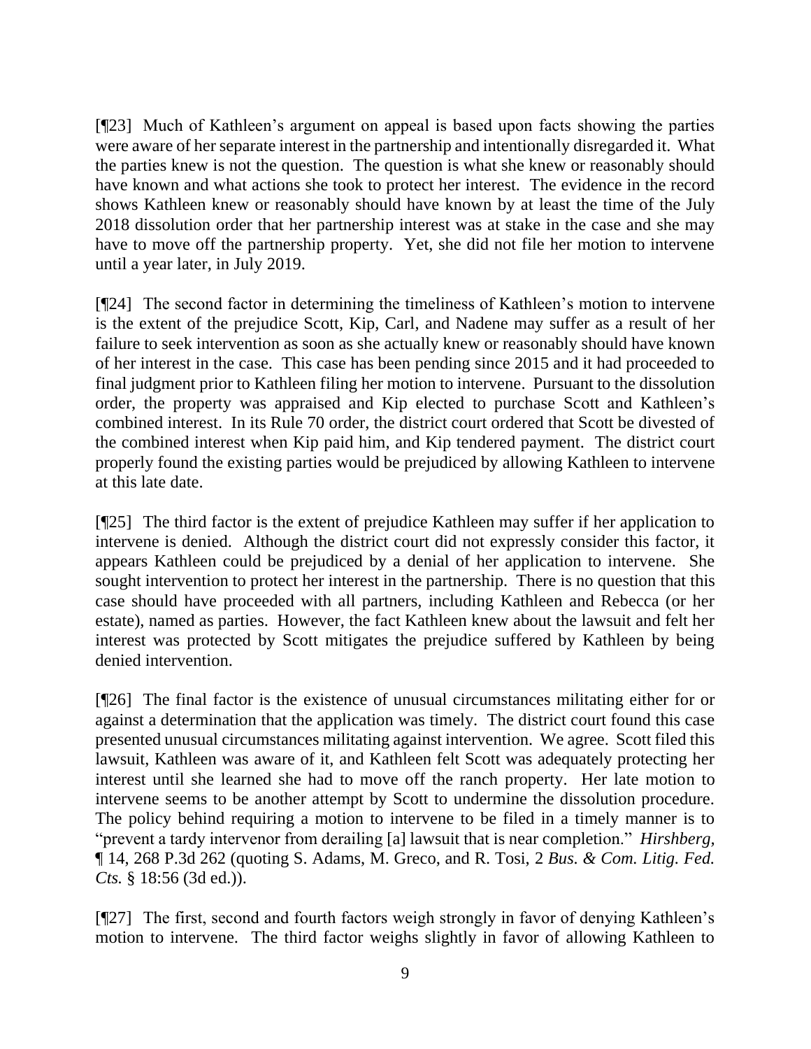[¶23] Much of Kathleen's argument on appeal is based upon facts showing the parties were aware of her separate interest in the partnership and intentionally disregarded it. What the parties knew is not the question. The question is what she knew or reasonably should have known and what actions she took to protect her interest. The evidence in the record shows Kathleen knew or reasonably should have known by at least the time of the July 2018 dissolution order that her partnership interest was at stake in the case and she may have to move off the partnership property. Yet, she did not file her motion to intervene until a year later, in July 2019.

[¶24] The second factor in determining the timeliness of Kathleen's motion to intervene is the extent of the prejudice Scott, Kip, Carl, and Nadene may suffer as a result of her failure to seek intervention as soon as she actually knew or reasonably should have known of her interest in the case. This case has been pending since 2015 and it had proceeded to final judgment prior to Kathleen filing her motion to intervene. Pursuant to the dissolution order, the property was appraised and Kip elected to purchase Scott and Kathleen's combined interest. In its Rule 70 order, the district court ordered that Scott be divested of the combined interest when Kip paid him, and Kip tendered payment. The district court properly found the existing parties would be prejudiced by allowing Kathleen to intervene at this late date.

[¶25] The third factor is the extent of prejudice Kathleen may suffer if her application to intervene is denied. Although the district court did not expressly consider this factor, it appears Kathleen could be prejudiced by a denial of her application to intervene. She sought intervention to protect her interest in the partnership. There is no question that this case should have proceeded with all partners, including Kathleen and Rebecca (or her estate), named as parties. However, the fact Kathleen knew about the lawsuit and felt her interest was protected by Scott mitigates the prejudice suffered by Kathleen by being denied intervention.

[¶26] The final factor is the existence of unusual circumstances militating either for or against a determination that the application was timely. The district court found this case presented unusual circumstances militating against intervention. We agree. Scott filed this lawsuit, Kathleen was aware of it, and Kathleen felt Scott was adequately protecting her interest until she learned she had to move off the ranch property. Her late motion to intervene seems to be another attempt by Scott to undermine the dissolution procedure. The policy behind requiring a motion to intervene to be filed in a timely manner is to "prevent a tardy intervenor from derailing [a] lawsuit that is near completion." *Hirshberg*, ¶ 14, 268 P.3d 262 (quoting S. Adams, M. Greco, and R. Tosi, 2 *Bus. & Com. Litig. Fed. Cts.* § 18:56 (3d ed.)).

[¶27] The first, second and fourth factors weigh strongly in favor of denying Kathleen's motion to intervene. The third factor weighs slightly in favor of allowing Kathleen to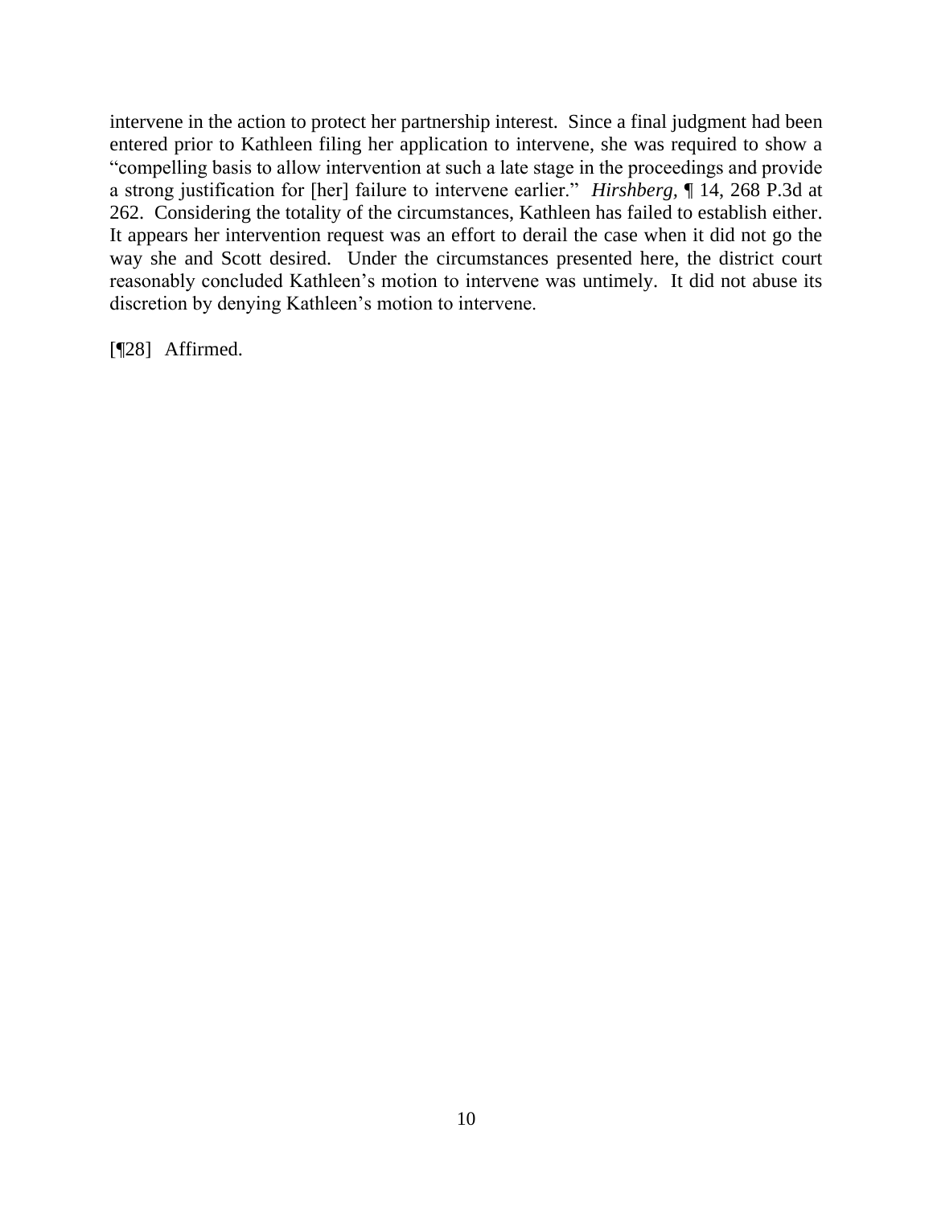intervene in the action to protect her partnership interest. Since a final judgment had been entered prior to Kathleen filing her application to intervene, she was required to show a "compelling basis to allow intervention at such a late stage in the proceedings and provide a strong justification for [her] failure to intervene earlier." *Hirshberg*, ¶ 14, 268 P.3d at 262. Considering the totality of the circumstances, Kathleen has failed to establish either. It appears her intervention request was an effort to derail the case when it did not go the way she and Scott desired. Under the circumstances presented here, the district court reasonably concluded Kathleen's motion to intervene was untimely. It did not abuse its discretion by denying Kathleen's motion to intervene.

[¶28] Affirmed.